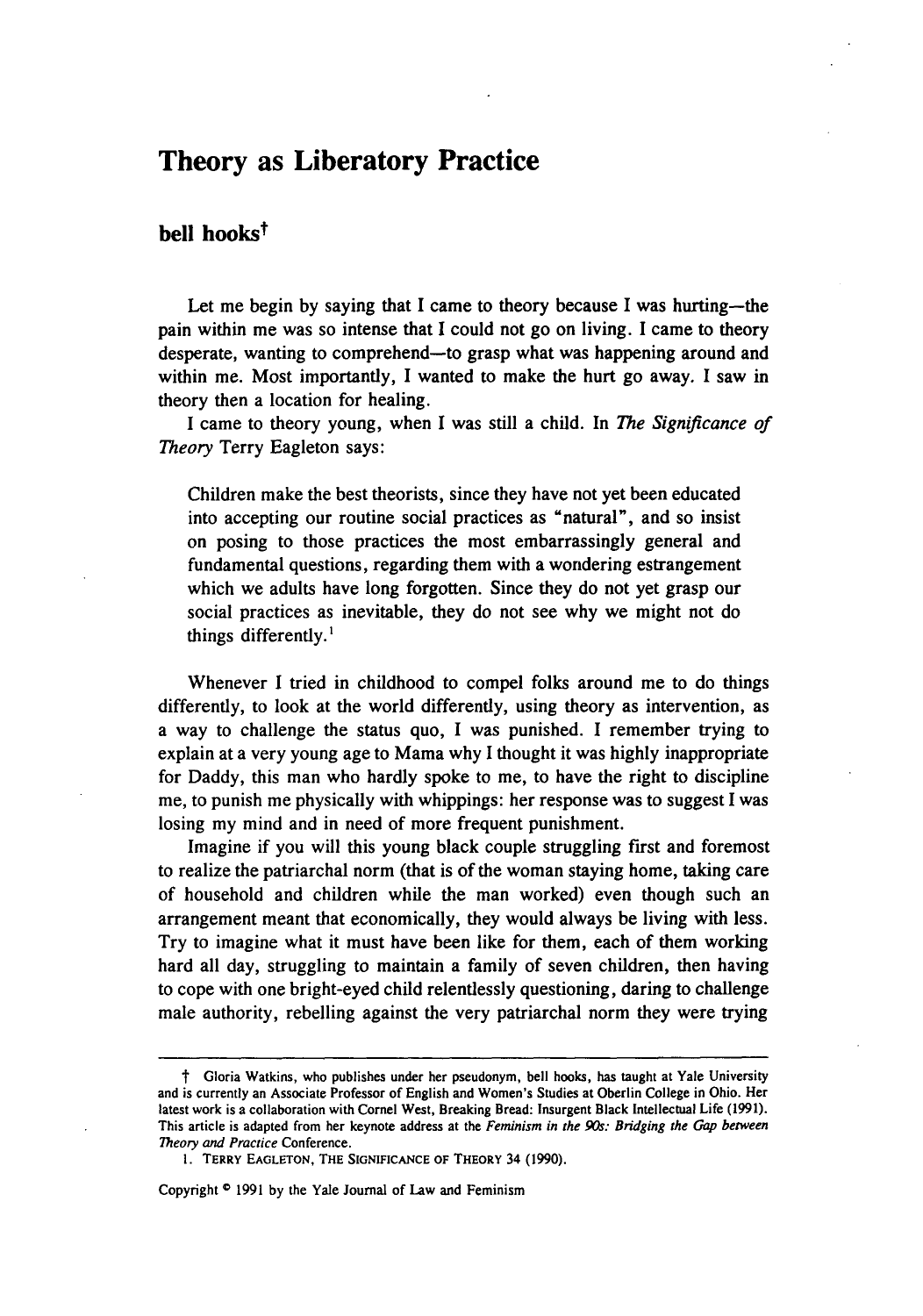# Theory as Liberatory Practice

## bell hooks[†]

Let me begin by saying that I came to theory because I was hurting—the pain within me was so intense that I could not go on living. I came to theory desperate, wanting to comprehend—to grasp what was happening around and within me. Most importantly, I wanted to make the hurt go away. I saw in theory then a location for healing.

I came to theory young, when I was still a child. In *The Significance of Theory* Terry Eagleton says:

> Children make the best theorists, since they have not yet been educated into accepting our routine social practices as "natural", and so insist on posing to those practices the most embarrassingly general and fundamental questions, regarding them with a wondering estrangement which we adults have long forgotten. Since they do not yet grasp our social practices as inevitable, they do not see why we might not do things differently.[1]

Whenever I tried in childhood to compel folks around me to do things differently, to look at the world differently, using theory as intervention, as a way to challenge the status quo, I was punished. I remember trying to explain at a very young age to Mama why I thought it was highly inappropriate for Daddy, this man who hardly spoke to me, to have the right to discipline me, to punish me physically with whippings: her response was to suggest I was losing my mind and in need of more frequent punishment.

Imagine if you will this young black couple struggling first and foremost to realize the patriarchal norm (that is of the woman staying home, taking care of household and children while the man worked) even though such an arrangement meant that economically, they would always be living with less. Try to imagine what it must have been like for them, each of them working hard all day, struggling to maintain a family of seven children, then having to cope with one bright-eyed child relentlessly questioning, daring to challenge male authority, rebelling against the very patriarchal norm they were trying

---

† Gloria Watkins, who publishes under her pseudonym, bell hooks, has taught at Yale University and is currently an Associate Professor of English and Women's Studies at Oberlin College in Ohio. Her latest work is a collaboration with Cornel West, Breaking Bread: Insurgent Black Intellectual Life (1991). This article is adapted from her keynote address at the *Feminism in the 90s: Bridging the Gap between Theory and Practice* Conference.

1. TERRY EAGLETON, THE SIGNIFICANCE OF THEORY 34 (1990).

Copyright © 1991 by the Yale Journal of Law and Feminism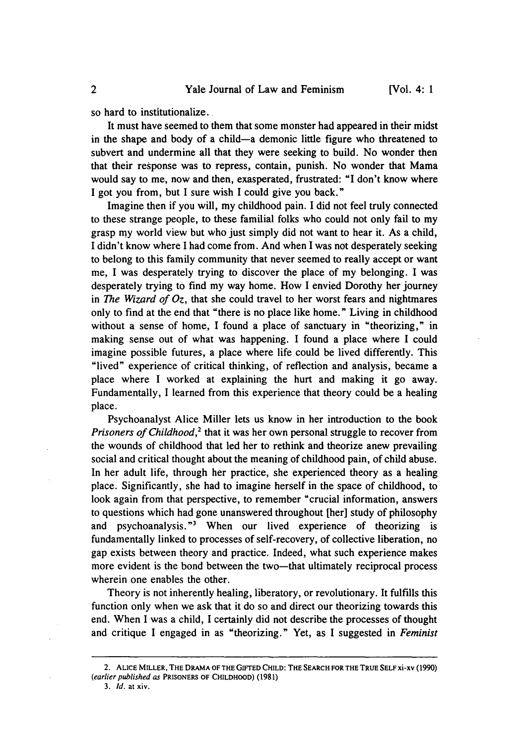so hard to institutionalize.

It must have seemed to them that some monster had appeared in their midst in the shape and body of a child—a demonic little figure who threatened to subvert and undermine all that they were seeking to build. No wonder then that their response was to repress, contain, punish. No wonder that Mama would say to me, now and then, exasperated, frustrated: "I don't know where I got you from, but I sure wish I could give you back."

Imagine then if you will, my childhood pain. I did not feel truly connected to these strange people, to these familial folks who could not only fail to my grasp my world view but who just simply did not want to hear it. As a child, I didn't know where I had come from. And when I was not desperately seeking to belong to this family community that never seemed to really accept or want me, I was desperately trying to discover the place of my belonging. I was desperately trying to find my way home. How I envied Dorothy her journey in *The Wizard of Oz*, that she could travel to her worst fears and nightmares only to find at the end that "there is no place like home." Living in childhood without a sense of home, I found a place of sanctuary in "theorizing," in making sense out of what was happening. I found a place where I could imagine possible futures, a place where life could be lived differently. This "lived" experience of critical thinking, of reflection and analysis, became a place where I worked at explaining the hurt and making it go away. Fundamentally, I learned from this experience that theory could be a healing place.

Psychoanalyst Alice Miller lets us know in her introduction to the book *Prisoners of Childhood*,[2] that it was her own personal struggle to recover from the wounds of childhood that led her to rethink and theorize anew prevailing social and critical thought about the meaning of childhood pain, of child abuse. In her adult life, through her practice, she experienced theory as a healing place. Significantly, she had to imagine herself in the space of childhood, to look again from that perspective, to remember "crucial information, answers to questions which had gone unanswered throughout [her] study of philosophy and psychoanalysis."[3] When our lived experience of theorizing is fundamentally linked to processes of self-recovery, of collective liberation, no gap exists between theory and practice. Indeed, what such experience makes more evident is the bond between the two—that ultimately reciprocal process wherein one enables the other.

Theory is not inherently healing, liberatory, or revolutionary. It fulfills this function only when we ask that it do so and direct our theorizing towards this end. When I was a child, I certainly did not describe the processes of thought and critique I engaged in as "theorizing." Yet, as I suggested in *Feminist*

---

2. ALICE MILLER, THE DRAMA OF THE GIFTED CHILD: THE SEARCH FOR THE TRUE SELF xi-xv (1990) (*earlier published as* PRISONERS OF CHILDHOOD) (1981)

3. *Id.* at xiv.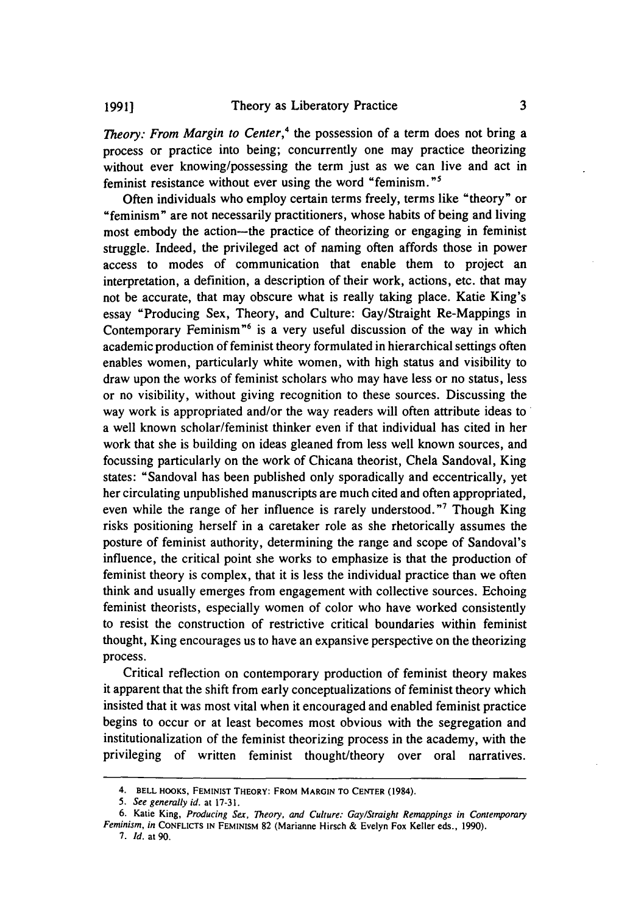*Theory: From Margin to Center*,[4] the possession of a term does not bring a process or practice into being; concurrently one may practice theorizing without ever knowing/possessing the term just as we can live and act in feminist resistance without ever using the word "feminism."[5]

Often individuals who employ certain terms freely, terms like "theory" or "feminism" are not necessarily practitioners, whose habits of being and living most embody the action—the practice of theorizing or engaging in feminist struggle. Indeed, the privileged act of naming often affords those in power access to modes of communication that enable them to project an interpretation, a definition, a description of their work, actions, etc. that may not be accurate, that may obscure what is really taking place. Katie King's essay "Producing Sex, Theory, and Culture: Gay/Straight Re-Mappings in Contemporary Feminism"[6] is a very useful discussion of the way in which academic production of feminist theory formulated in hierarchical settings often enables women, particularly white women, with high status and visibility to draw upon the works of feminist scholars who may have less or no status, less or no visibility, without giving recognition to these sources. Discussing the way work is appropriated and/or the way readers will often attribute ideas to a well known scholar/feminist thinker even if that individual has cited in her work that she is building on ideas gleaned from less well known sources, and focussing particularly on the work of Chicana theorist, Chela Sandoval, King states: "Sandoval has been published only sporadically and eccentrically, yet her circulating unpublished manuscripts are much cited and often appropriated, even while the range of her influence is rarely understood."[7] Though King risks positioning herself in a caretaker role as she rhetorically assumes the posture of feminist authority, determining the range and scope of Sandoval's influence, the critical point she works to emphasize is that the production of feminist theory is complex, that it is less the individual practice than we often think and usually emerges from engagement with collective sources. Echoing feminist theorists, especially women of color who have worked consistently to resist the construction of restrictive critical boundaries within feminist thought, King encourages us to have an expansive perspective on the theorizing process.

Critical reflection on contemporary production of feminist theory makes it apparent that the shift from early conceptualizations of feminist theory which insisted that it was most vital when it encouraged and enabled feminist practice begins to occur or at least becomes most obvious with the segregation and institutionalization of the feminist theorizing process in the academy, with the privileging of written feminist thought/theory over oral narratives.

---

4. BELL HOOKS, FEMINIST THEORY: FROM MARGIN TO CENTER (1984).

5. *See generally id.* at 17-31.

6. Katie King, *Producing Sex, Theory, and Culture: Gay/Straight Remappings in Contemporary Feminism*, *in* CONFLICTS IN FEMINISM 82 (Marianne Hirsch & Evelyn Fox Keller eds., 1990).

7. *Id.* at 90.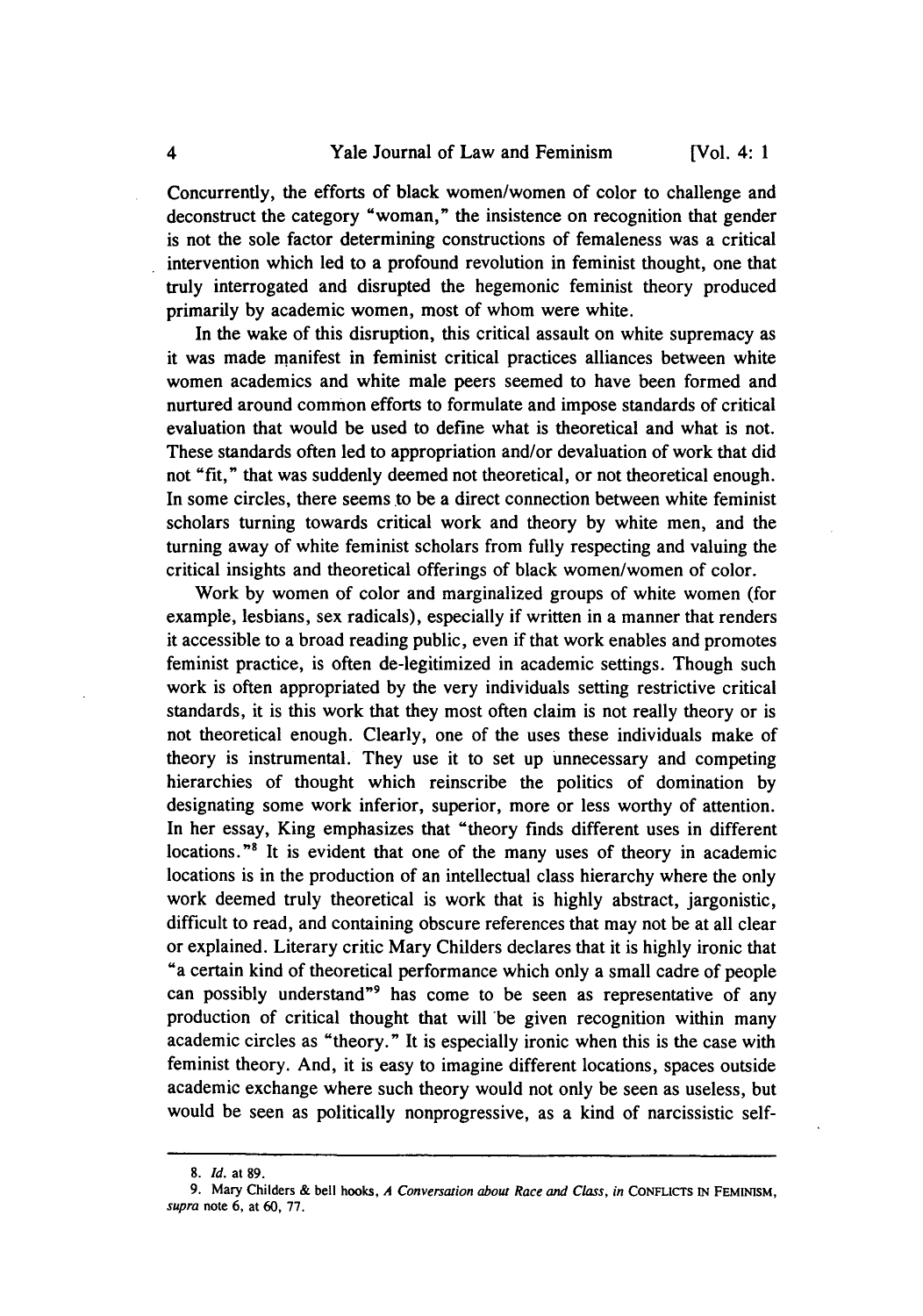Concurrently, the efforts of black women/women of color to challenge and deconstruct the category "woman," the insistence on recognition that gender is not the sole factor determining constructions of femaleness was a critical intervention which led to a profound revolution in feminist thought, one that truly interrogated and disrupted the hegemonic feminist theory produced primarily by academic women, most of whom were white.

In the wake of this disruption, this critical assault on white supremacy as it was made manifest in feminist critical practices alliances between white women academics and white male peers seemed to have been formed and nurtured around common efforts to formulate and impose standards of critical evaluation that would be used to define what is theoretical and what is not. These standards often led to appropriation and/or devaluation of work that did not "fit," that was suddenly deemed not theoretical, or not theoretical enough. In some circles, there seems to be a direct connection between white feminist scholars turning towards critical work and theory by white men, and the turning away of white feminist scholars from fully respecting and valuing the critical insights and theoretical offerings of black women/women of color.

Work by women of color and marginalized groups of white women (for example, lesbians, sex radicals), especially if written in a manner that renders it accessible to a broad reading public, even if that work enables and promotes feminist practice, is often de-legitimized in academic settings. Though such work is often appropriated by the very individuals setting restrictive critical standards, it is this work that they most often claim is not really theory or is not theoretical enough. Clearly, one of the uses these individuals make of theory is instrumental. They use it to set up unnecessary and competing hierarchies of thought which reinscribe the politics of domination by designating some work inferior, superior, more or less worthy of attention. In her essay, King emphasizes that "theory finds different uses in different locations."[8] It is evident that one of the many uses of theory in academic locations is in the production of an intellectual class hierarchy where the only work deemed truly theoretical is work that is highly abstract, jargonistic, difficult to read, and containing obscure references that may not be at all clear or explained. Literary critic Mary Childers declares that it is highly ironic that "a certain kind of theoretical performance which only a small cadre of people can possibly understand"[9] has come to be seen as representative of any production of critical thought that will be given recognition within many academic circles as "theory." It is especially ironic when this is the case with feminist theory. And, it is easy to imagine different locations, spaces outside academic exchange where such theory would not only be seen as useless, but would be seen as politically nonprogressive, as a kind of narcissistic self-

---

8. *Id.* at 89.

9. Mary Childers & bell hooks, *A Conversation about Race and Class*, *in* CONFLICTS IN FEMINISM, *supra* note 6, at 60, 77.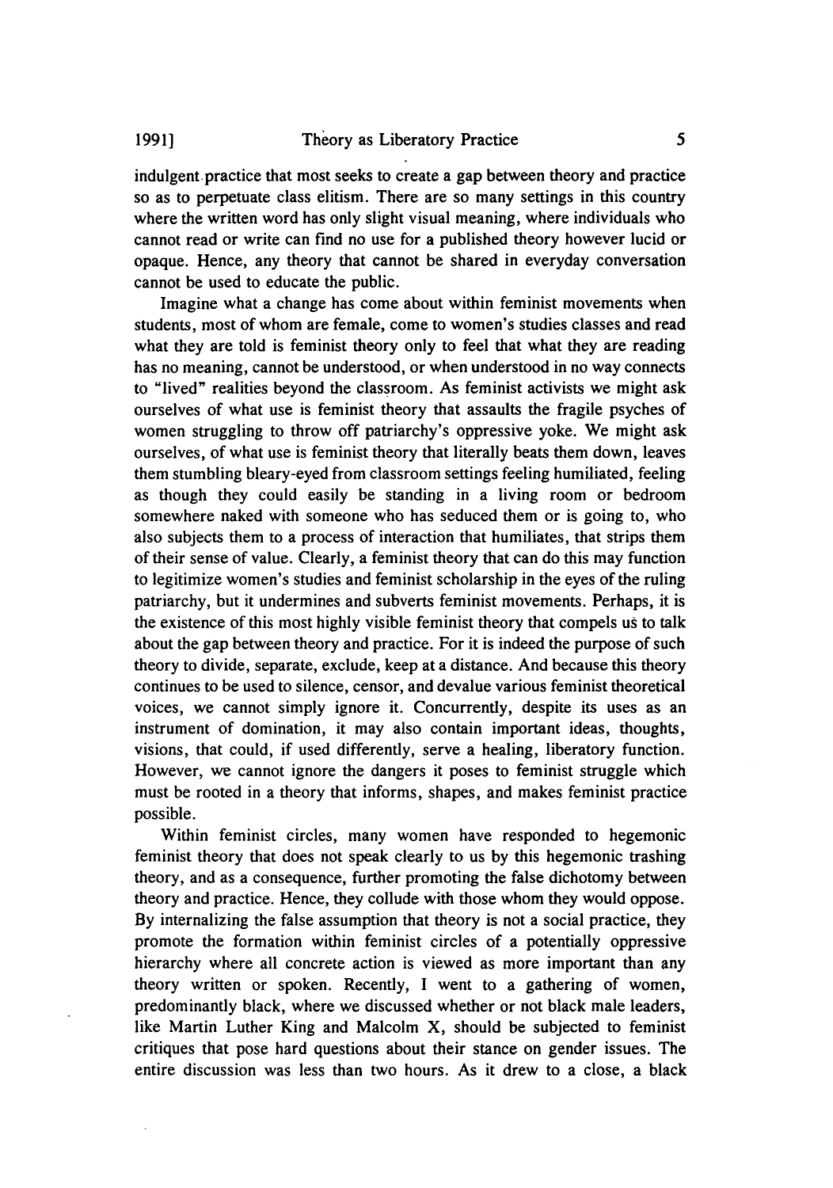indulgent practice that most seeks to create a gap between theory and practice so as to perpetuate class elitism. There are so many settings in this country where the written word has only slight visual meaning, where individuals who cannot read or write can find no use for a published theory however lucid or opaque. Hence, any theory that cannot be shared in everyday conversation cannot be used to educate the public.

Imagine what a change has come about within feminist movements when students, most of whom are female, come to women's studies classes and read what they are told is feminist theory only to feel that what they are reading has no meaning, cannot be understood, or when understood in no way connects to "lived" realities beyond the classroom. As feminist activists we might ask ourselves of what use is feminist theory that assaults the fragile psyches of women struggling to throw off patriarchy's oppressive yoke. We might ask ourselves, of what use is feminist theory that literally beats them down, leaves them stumbling bleary-eyed from classroom settings feeling humiliated, feeling as though they could easily be standing in a living room or bedroom somewhere naked with someone who has seduced them or is going to, who also subjects them to a process of interaction that humiliates, that strips them of their sense of value. Clearly, a feminist theory that can do this may function to legitimize women's studies and feminist scholarship in the eyes of the ruling patriarchy, but it undermines and subverts feminist movements. Perhaps, it is the existence of this most highly visible feminist theory that compels us to talk about the gap between theory and practice. For it is indeed the purpose of such theory to divide, separate, exclude, keep at a distance. And because this theory continues to be used to silence, censor, and devalue various feminist theoretical voices, we cannot simply ignore it. Concurrently, despite its uses as an instrument of domination, it may also contain important ideas, thoughts, visions, that could, if used differently, serve a healing, liberatory function. However, we cannot ignore the dangers it poses to feminist struggle which must be rooted in a theory that informs, shapes, and makes feminist practice possible.

Within feminist circles, many women have responded to hegemonic feminist theory that does not speak clearly to us by this hegemonic trashing theory, and as a consequence, further promoting the false dichotomy between theory and practice. Hence, they collude with those whom they would oppose. By internalizing the false assumption that theory is not a social practice, they promote the formation within feminist circles of a potentially oppressive hierarchy where all concrete action is viewed as more important than any theory written or spoken. Recently, I went to a gathering of women, predominantly black, where we discussed whether or not black male leaders, like Martin Luther King and Malcolm X, should be subjected to feminist critiques that pose hard questions about their stance on gender issues. The entire discussion was less than two hours. As it drew to a close, a black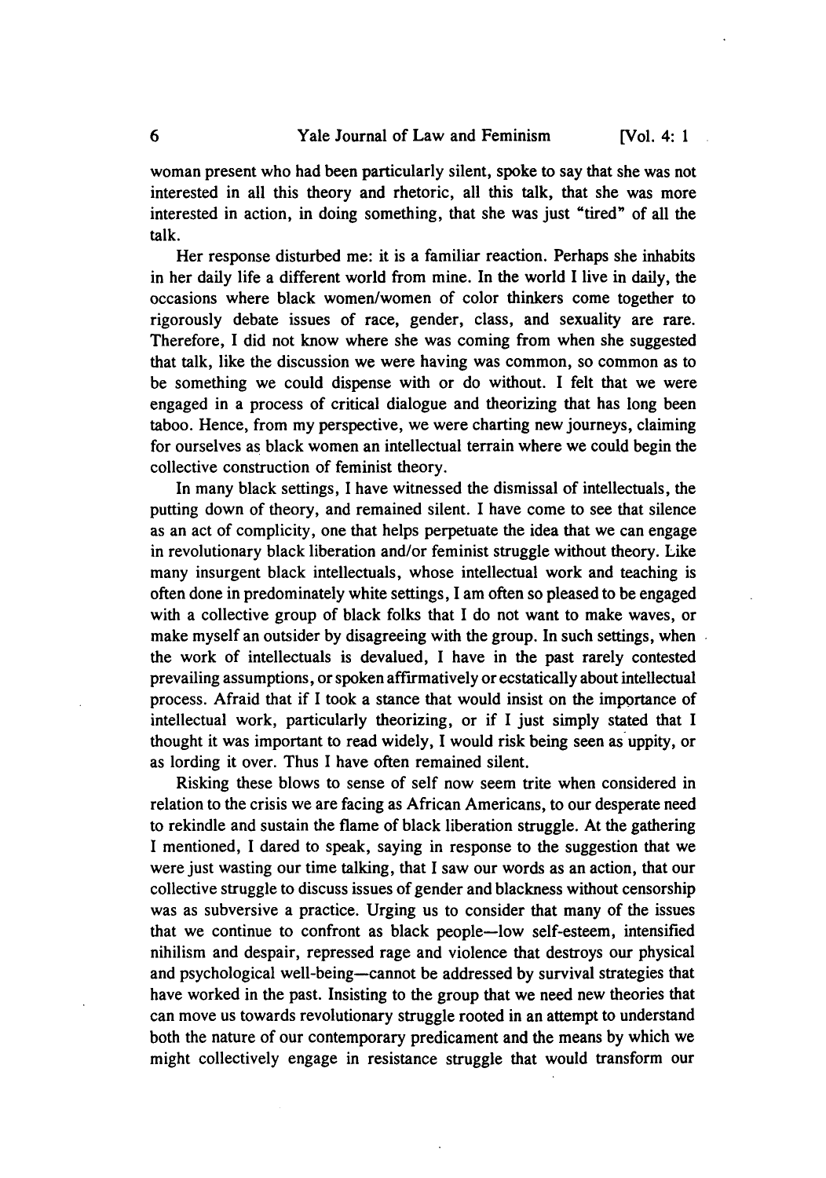woman present who had been particularly silent, spoke to say that she was not interested in all this theory and rhetoric, all this talk, that she was more interested in action, in doing something, that she was just "tired" of all the talk.

Her response disturbed me: it is a familiar reaction. Perhaps she inhabits in her daily life a different world from mine. In the world I live in daily, the occasions where black women/women of color thinkers come together to rigorously debate issues of race, gender, class, and sexuality are rare. Therefore, I did not know where she was coming from when she suggested that talk, like the discussion we were having was common, so common as to be something we could dispense with or do without. I felt that we were engaged in a process of critical dialogue and theorizing that has long been taboo. Hence, from my perspective, we were charting new journeys, claiming for ourselves as black women an intellectual terrain where we could begin the collective construction of feminist theory.

In many black settings, I have witnessed the dismissal of intellectuals, the putting down of theory, and remained silent. I have come to see that silence as an act of complicity, one that helps perpetuate the idea that we can engage in revolutionary black liberation and/or feminist struggle without theory. Like many insurgent black intellectuals, whose intellectual work and teaching is often done in predominately white settings, I am often so pleased to be engaged with a collective group of black folks that I do not want to make waves, or make myself an outsider by disagreeing with the group. In such settings, when the work of intellectuals is devalued, I have in the past rarely contested prevailing assumptions, or spoken affirmatively or ecstatically about intellectual process. Afraid that if I took a stance that would insist on the importance of intellectual work, particularly theorizing, or if I just simply stated that I thought it was important to read widely, I would risk being seen as uppity, or as lording it over. Thus I have often remained silent.

Risking these blows to sense of self now seem trite when considered in relation to the crisis we are facing as African Americans, to our desperate need to rekindle and sustain the flame of black liberation struggle. At the gathering I mentioned, I dared to speak, saying in response to the suggestion that we were just wasting our time talking, that I saw our words as an action, that our collective struggle to discuss issues of gender and blackness without censorship was as subversive a practice. Urging us to consider that many of the issues that we continue to confront as black people—low self-esteem, intensified nihilism and despair, repressed rage and violence that destroys our physical and psychological well-being—cannot be addressed by survival strategies that have worked in the past. Insisting to the group that we need new theories that can move us towards revolutionary struggle rooted in an attempt to understand both the nature of our contemporary predicament and the means by which we might collectively engage in resistance struggle that would transform our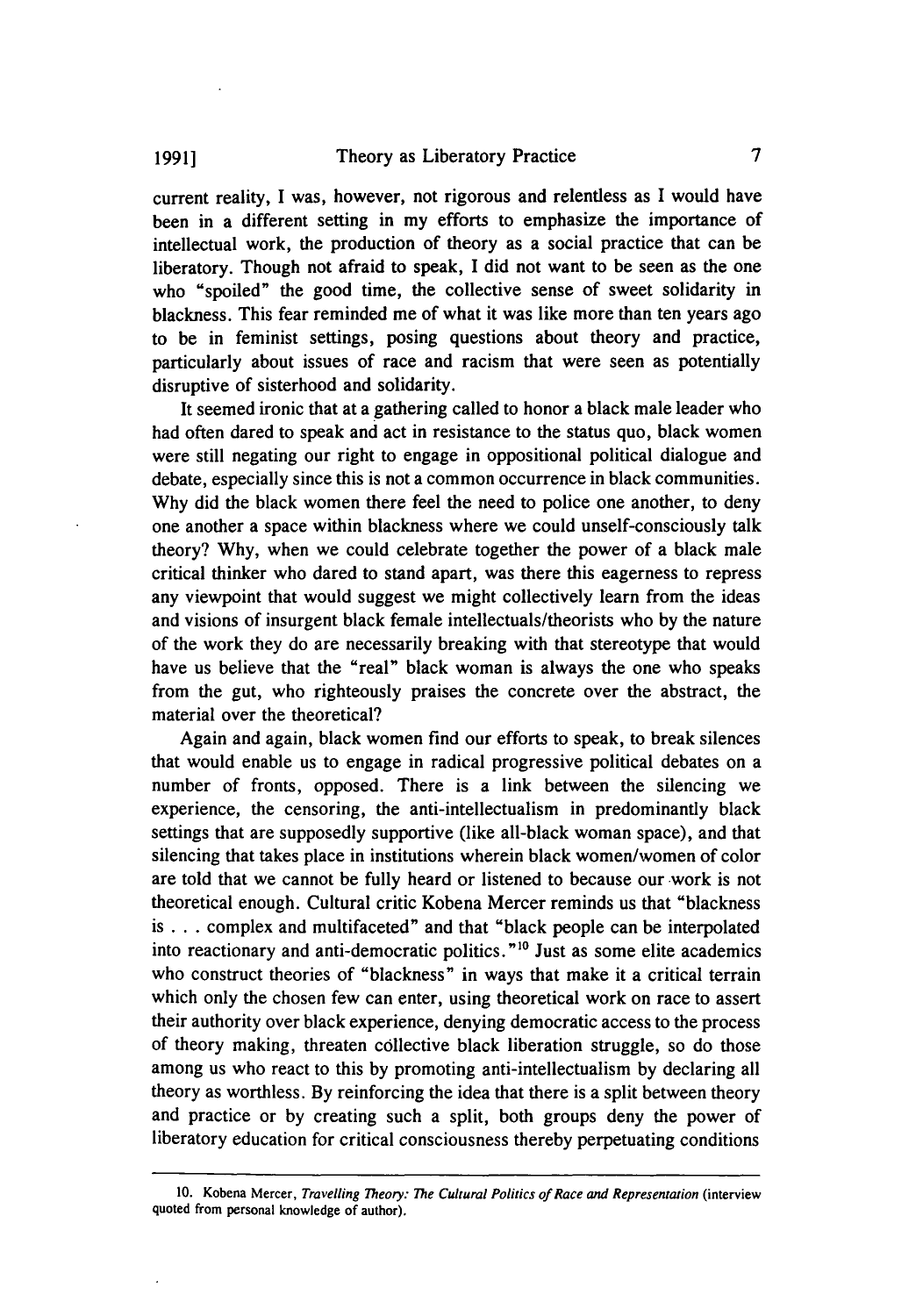current reality, I was, however, not rigorous and relentless as I would have been in a different setting in my efforts to emphasize the importance of intellectual work, the production of theory as a social practice that can be liberatory. Though not afraid to speak, I did not want to be seen as the one who "spoiled" the good time, the collective sense of sweet solidarity in blackness. This fear reminded me of what it was like more than ten years ago to be in feminist settings, posing questions about theory and practice, particularly about issues of race and racism that were seen as potentially disruptive of sisterhood and solidarity.

It seemed ironic that at a gathering called to honor a black male leader who had often dared to speak and act in resistance to the status quo, black women were still negating our right to engage in oppositional political dialogue and debate, especially since this is not a common occurrence in black communities. Why did the black women there feel the need to police one another, to deny one another a space within blackness where we could unself-consciously talk theory? Why, when we could celebrate together the power of a black male critical thinker who dared to stand apart, was there this eagerness to repress any viewpoint that would suggest we might collectively learn from the ideas and visions of insurgent black female intellectuals/theorists who by the nature of the work they do are necessarily breaking with that stereotype that would have us believe that the "real" black woman is always the one who speaks from the gut, who righteously praises the concrete over the abstract, the material over the theoretical?

Again and again, black women find our efforts to speak, to break silences that would enable us to engage in radical progressive political debates on a number of fronts, opposed. There is a link between the silencing we experience, the censoring, the anti-intellectualism in predominantly black settings that are supposedly supportive (like all-black woman space), and that silencing that takes place in institutions wherein black women/women of color are told that we cannot be fully heard or listened to because our work is not theoretical enough. Cultural critic Kobena Mercer reminds us that "blackness is . . . complex and multifaceted" and that "black people can be interpolated into reactionary and anti-democratic politics."[10] Just as some elite academics who construct theories of "blackness" in ways that make it a critical terrain which only the chosen few can enter, using theoretical work on race to assert their authority over black experience, denying democratic access to the process of theory making, threaten collective black liberation struggle, so do those among us who react to this by promoting anti-intellectualism by declaring all theory as worthless. By reinforcing the idea that there is a split between theory and practice or by creating such a split, both groups deny the power of liberatory education for critical consciousness thereby perpetuating conditions

---

10. Kobena Mercer, *Travelling Theory: The Cultural Politics of Race and Representation* (interview quoted from personal knowledge of author).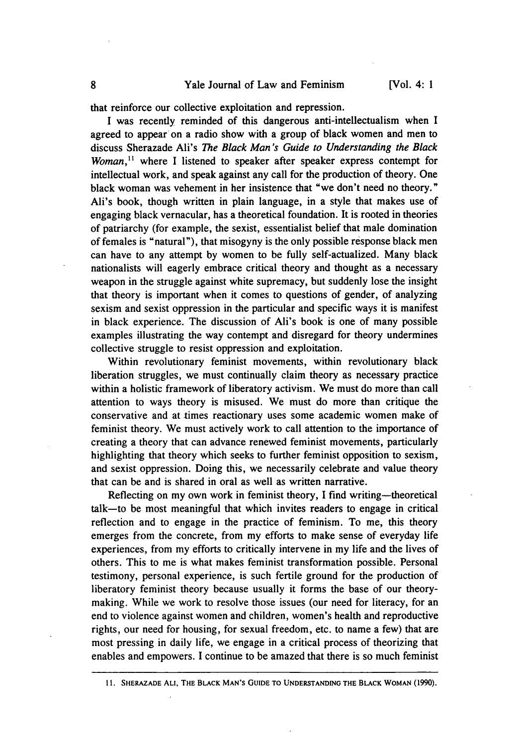that reinforce our collective exploitation and repression.

I was recently reminded of this dangerous anti-intellectualism when I agreed to appear on a radio show with a group of black women and men to discuss Sherazade Ali's *The Black Man's Guide to Understanding the Black Woman*,[11] where I listened to speaker after speaker express contempt for intellectual work, and speak against any call for the production of theory. One black woman was vehement in her insistence that "we don't need no theory." Ali's book, though written in plain language, in a style that makes use of engaging black vernacular, has a theoretical foundation. It is rooted in theories of patriarchy (for example, the sexist, essentialist belief that male domination of females is "natural"), that misogyny is the only possible response black men can have to any attempt by women to be fully self-actualized. Many black nationalists will eagerly embrace critical theory and thought as a necessary weapon in the struggle against white supremacy, but suddenly lose the insight that theory is important when it comes to questions of gender, of analyzing sexism and sexist oppression in the particular and specific ways it is manifest in black experience. The discussion of Ali's book is one of many possible examples illustrating the way contempt and disregard for theory undermines collective struggle to resist oppression and exploitation.

Within revolutionary feminist movements, within revolutionary black liberation struggles, we must continually claim theory as necessary practice within a holistic framework of liberatory activism. We must do more than call attention to ways theory is misused. We must do more than critique the conservative and at times reactionary uses some academic women make of feminist theory. We must actively work to call attention to the importance of creating a theory that can advance renewed feminist movements, particularly highlighting that theory which seeks to further feminist opposition to sexism, and sexist oppression. Doing this, we necessarily celebrate and value theory that can be and is shared in oral as well as written narrative.

Reflecting on my own work in feminist theory, I find writing—theoretical talk—to be most meaningful that which invites readers to engage in critical reflection and to engage in the practice of feminism. To me, this theory emerges from the concrete, from my efforts to make sense of everyday life experiences, from my efforts to critically intervene in my life and the lives of others. This to me is what makes feminist transformation possible. Personal testimony, personal experience, is such fertile ground for the production of liberatory feminist theory because usually it forms the base of our theory-making. While we work to resolve those issues (our need for literacy, for an end to violence against women and children, women's health and reproductive rights, our need for housing, for sexual freedom, etc. to name a few) that are most pressing in daily life, we engage in a critical process of theorizing that enables and empowers. I continue to be amazed that there is so much feminist

---

11. SHERAZADE ALI, THE BLACK MAN'S GUIDE TO UNDERSTANDING THE BLACK WOMAN (1990).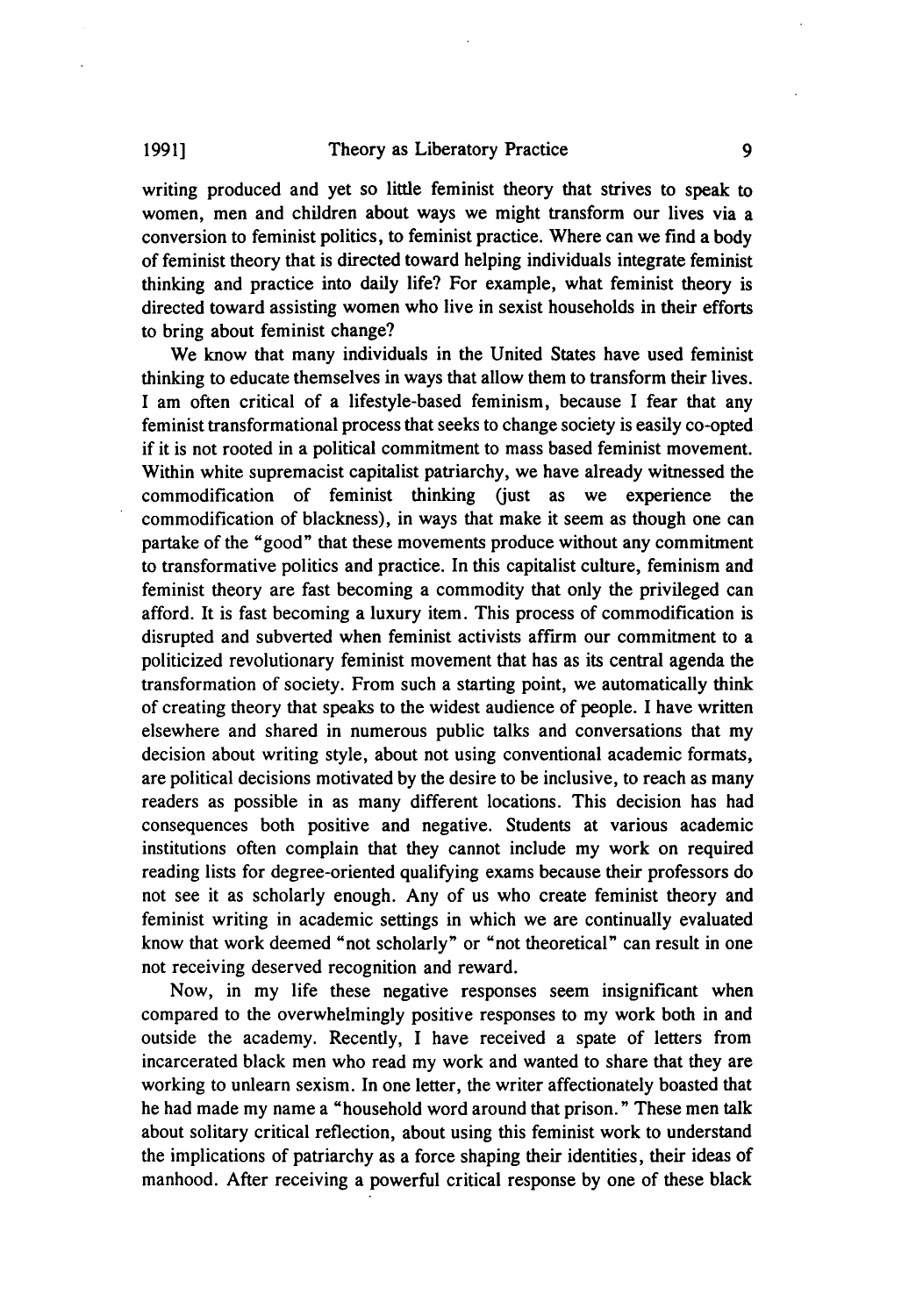writing produced and yet so little feminist theory that strives to speak to women, men and children about ways we might transform our lives via a conversion to feminist politics, to feminist practice. Where can we find a body of feminist theory that is directed toward helping individuals integrate feminist thinking and practice into daily life? For example, what feminist theory is directed toward assisting women who live in sexist households in their efforts to bring about feminist change?

We know that many individuals in the United States have used feminist thinking to educate themselves in ways that allow them to transform their lives. I am often critical of a lifestyle-based feminism, because I fear that any feminist transformational process that seeks to change society is easily co-opted if it is not rooted in a political commitment to mass based feminist movement. Within white supremacist capitalist patriarchy, we have already witnessed the commodification of feminist thinking (just as we experience the commodification of blackness), in ways that make it seem as though one can partake of the "good" that these movements produce without any commitment to transformative politics and practice. In this capitalist culture, feminism and feminist theory are fast becoming a commodity that only the privileged can afford. It is fast becoming a luxury item. This process of commodification is disrupted and subverted when feminist activists affirm our commitment to a politicized revolutionary feminist movement that has as its central agenda the transformation of society. From such a starting point, we automatically think of creating theory that speaks to the widest audience of people. I have written elsewhere and shared in numerous public talks and conversations that my decision about writing style, about not using conventional academic formats, are political decisions motivated by the desire to be inclusive, to reach as many readers as possible in as many different locations. This decision has had consequences both positive and negative. Students at various academic institutions often complain that they cannot include my work on required reading lists for degree-oriented qualifying exams because their professors do not see it as scholarly enough. Any of us who create feminist theory and feminist writing in academic settings in which we are continually evaluated know that work deemed "not scholarly" or "not theoretical" can result in one not receiving deserved recognition and reward.

Now, in my life these negative responses seem insignificant when compared to the overwhelmingly positive responses to my work both in and outside the academy. Recently, I have received a spate of letters from incarcerated black men who read my work and wanted to share that they are working to unlearn sexism. In one letter, the writer affectionately boasted that he had made my name a "household word around that prison." These men talk about solitary critical reflection, about using this feminist work to understand the implications of patriarchy as a force shaping their identities, their ideas of manhood. After receiving a powerful critical response by one of these black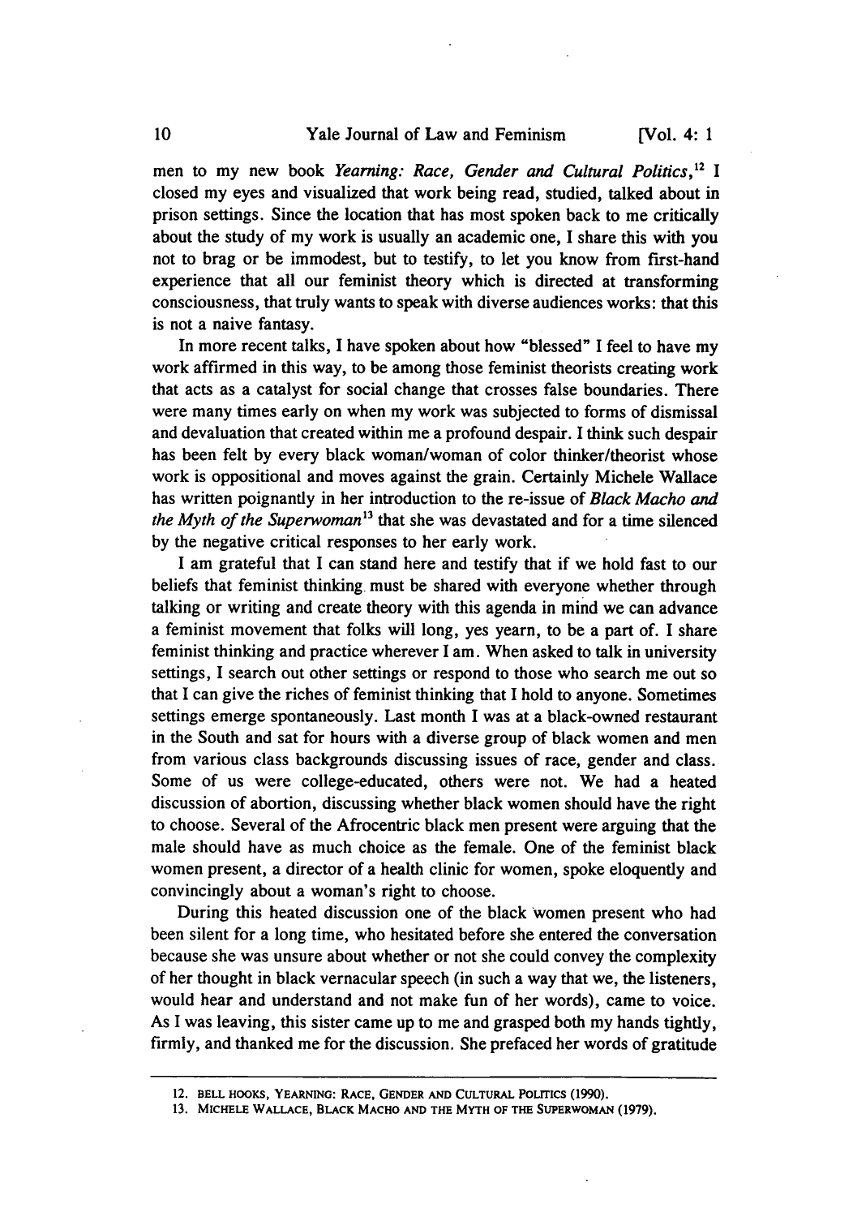men to my new book *Yearning: Race, Gender and Cultural Politics*,[12] I closed my eyes and visualized that work being read, studied, talked about in prison settings. Since the location that has most spoken back to me critically about the study of my work is usually an academic one, I share this with you not to brag or be immodest, but to testify, to let you know from first-hand experience that all our feminist theory which is directed at transforming consciousness, that truly wants to speak with diverse audiences works: that this is not a naive fantasy.

In more recent talks, I have spoken about how "blessed" I feel to have my work affirmed in this way, to be among those feminist theorists creating work that acts as a catalyst for social change that crosses false boundaries. There were many times early on when my work was subjected to forms of dismissal and devaluation that created within me a profound despair. I think such despair has been felt by every black woman/woman of color thinker/theorist whose work is oppositional and moves against the grain. Certainly Michele Wallace has written poignantly in her introduction to the re-issue of *Black Macho and the Myth of the Superwoman*[13] that she was devastated and for a time silenced by the negative critical responses to her early work.

I am grateful that I can stand here and testify that if we hold fast to our beliefs that feminist thinking must be shared with everyone whether through talking or writing and create theory with this agenda in mind we can advance a feminist movement that folks will long, yes yearn, to be a part of. I share feminist thinking and practice wherever I am. When asked to talk in university settings, I search out other settings or respond to those who search me out so that I can give the riches of feminist thinking that I hold to anyone. Sometimes settings emerge spontaneously. Last month I was at a black-owned restaurant in the South and sat for hours with a diverse group of black women and men from various class backgrounds discussing issues of race, gender and class. Some of us were college-educated, others were not. We had a heated discussion of abortion, discussing whether black women should have the right to choose. Several of the Afrocentric black men present were arguing that the male should have as much choice as the female. One of the feminist black women present, a director of a health clinic for women, spoke eloquently and convincingly about a woman's right to choose.

During this heated discussion one of the black women present who had been silent for a long time, who hesitated before she entered the conversation because she was unsure about whether or not she could convey the complexity of her thought in black vernacular speech (in such a way that we, the listeners, would hear and understand and not make fun of her words), came to voice. As I was leaving, this sister came up to me and grasped both my hands tightly, firmly, and thanked me for the discussion. She prefaced her words of gratitude

---

12. BELL HOOKS, YEARNING: RACE, GENDER AND CULTURAL POLITICS (1990).

13. MICHELE WALLACE, BLACK MACHO AND THE MYTH OF THE SUPERWOMAN (1979).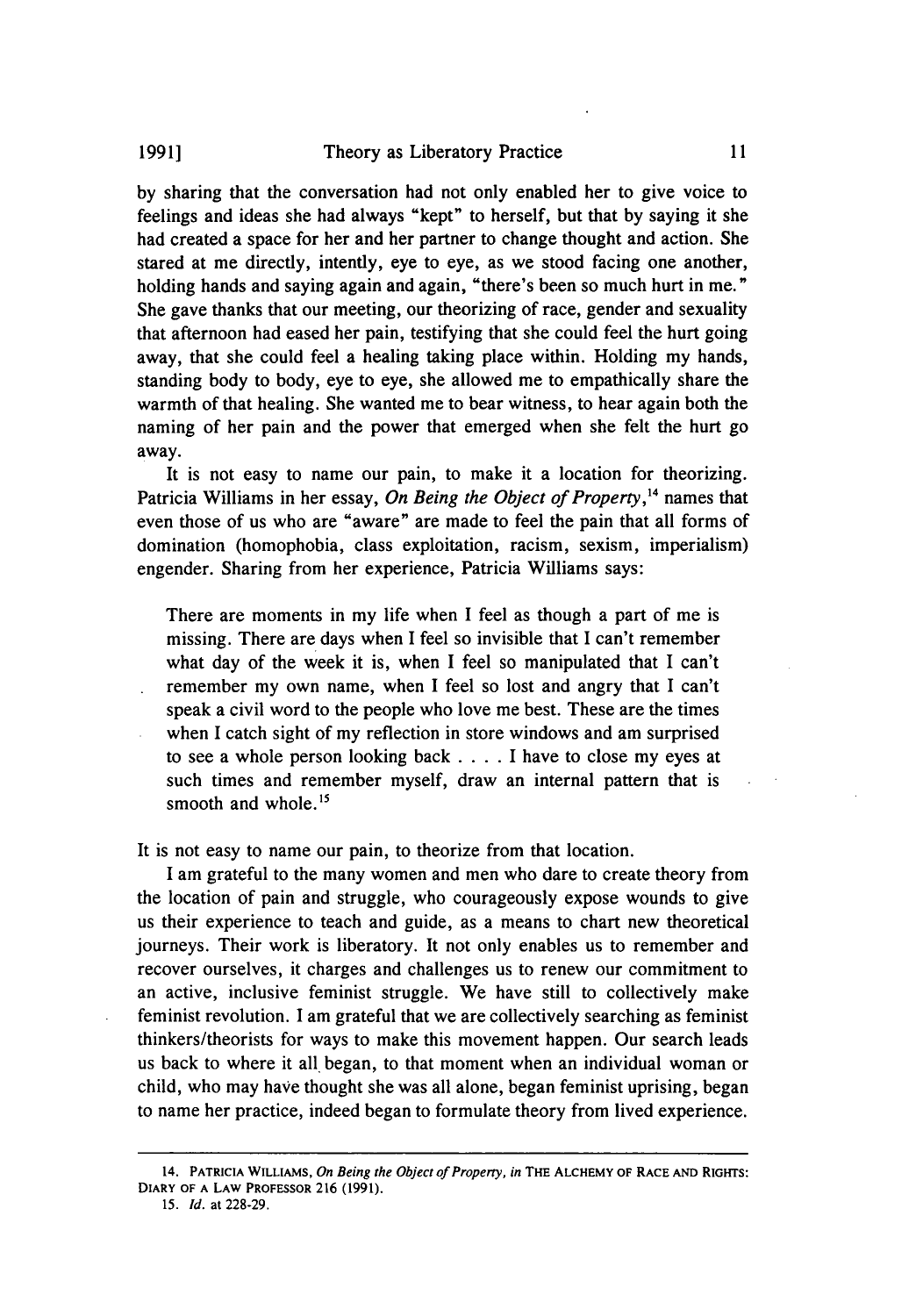by sharing that the conversation had not only enabled her to give voice to feelings and ideas she had always "kept" to herself, but that by saying it she had created a space for her and her partner to change thought and action. She stared at me directly, intently, eye to eye, as we stood facing one another, holding hands and saying again and again, "there's been so much hurt in me." She gave thanks that our meeting, our theorizing of race, gender and sexuality that afternoon had eased her pain, testifying that she could feel the hurt going away, that she could feel a healing taking place within. Holding my hands, standing body to body, eye to eye, she allowed me to empathically share the warmth of that healing. She wanted me to bear witness, to hear again both the naming of her pain and the power that emerged when she felt the hurt go away.

It is not easy to name our pain, to make it a location for theorizing. Patricia Williams in her essay, *On Being the Object of Property*,[14] names that even those of us who are "aware" are made to feel the pain that all forms of domination (homophobia, class exploitation, racism, sexism, imperialism) engender. Sharing from her experience, Patricia Williams says:

> There are moments in my life when I feel as though a part of me is missing. There are days when I feel so invisible that I can't remember what day of the week it is, when I feel so manipulated that I can't remember my own name, when I feel so lost and angry that I can't speak a civil word to the people who love me best. These are the times when I catch sight of my reflection in store windows and am surprised to see a whole person looking back . . . . I have to close my eyes at such times and remember myself, draw an internal pattern that is smooth and whole.[15]

It is not easy to name our pain, to theorize from that location.

I am grateful to the many women and men who dare to create theory from the location of pain and struggle, who courageously expose wounds to give us their experience to teach and guide, as a means to chart new theoretical journeys. Their work is liberatory. It not only enables us to remember and recover ourselves, it charges and challenges us to renew our commitment to an active, inclusive feminist struggle. We have still to collectively make feminist revolution. I am grateful that we are collectively searching as feminist thinkers/theorists for ways to make this movement happen. Our search leads us back to where it all began, to that moment when an individual woman or child, who may have thought she was all alone, began feminist uprising, began to name her practice, indeed began to formulate theory from lived experience.

---

14. PATRICIA WILLIAMS, *On Being the Object of Property*, *in* THE ALCHEMY OF RACE AND RIGHTS: DIARY OF A LAW PROFESSOR 216 (1991).

15. *Id.* at 228-29.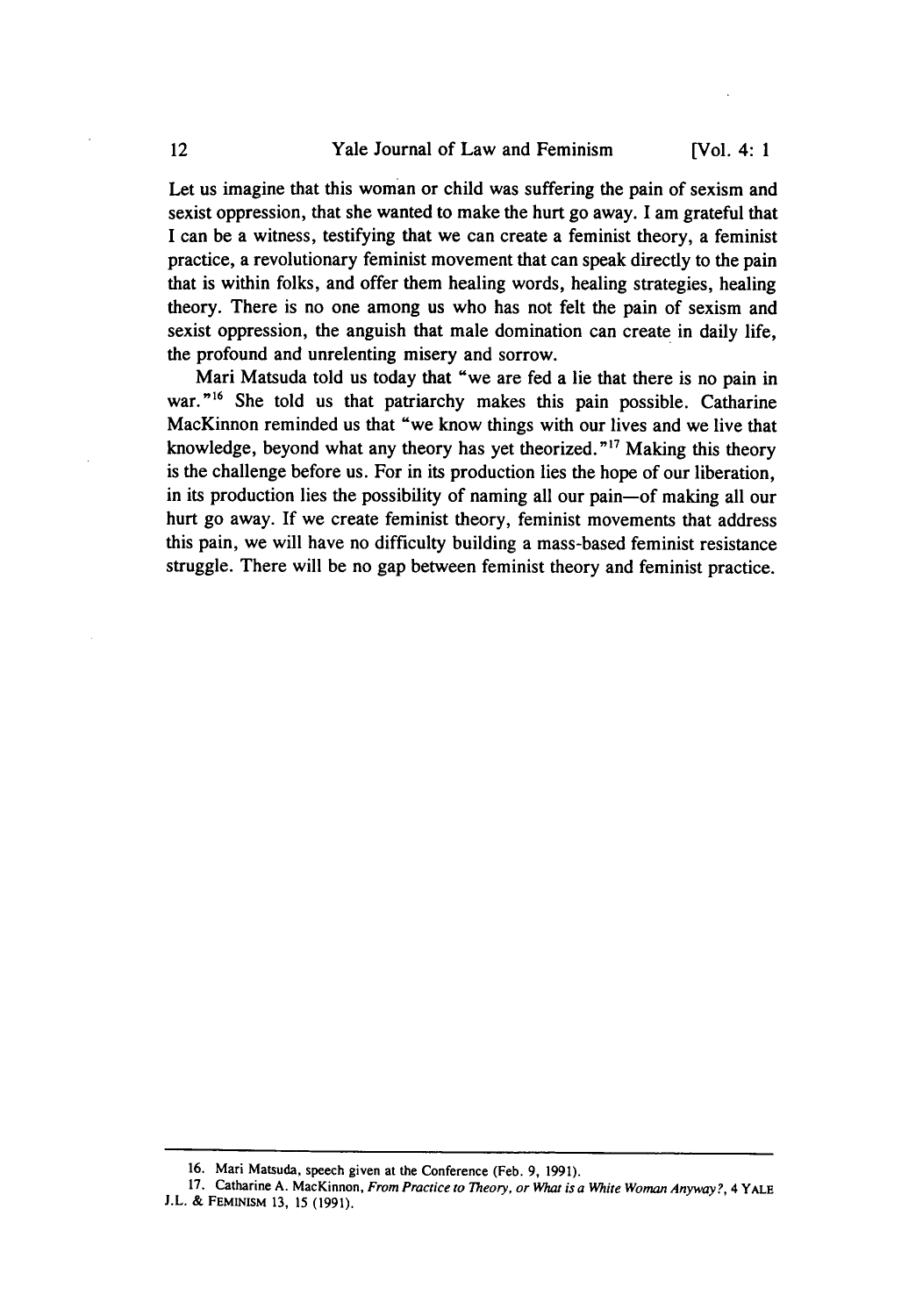Let us imagine that this woman or child was suffering the pain of sexism and sexist oppression, that she wanted to make the hurt go away. I am grateful that I can be a witness, testifying that we can create a feminist theory, a feminist practice, a revolutionary feminist movement that can speak directly to the pain that is within folks, and offer them healing words, healing strategies, healing theory. There is no one among us who has not felt the pain of sexism and sexist oppression, the anguish that male domination can create in daily life, the profound and unrelenting misery and sorrow.

Mari Matsuda told us today that "we are fed a lie that there is no pain in war."[16] She told us that patriarchy makes this pain possible. Catharine MacKinnon reminded us that "we know things with our lives and we live that knowledge, beyond what any theory has yet theorized."[17] Making this theory is the challenge before us. For in its production lies the hope of our liberation, in its production lies the possibility of naming all our pain—of making all our hurt go away. If we create feminist theory, feminist movements that address this pain, we will have no difficulty building a mass-based feminist resistance struggle. There will be no gap between feminist theory and feminist practice.

---

16. Mari Matsuda, speech given at the Conference (Feb. 9, 1991).

17. Catharine A. MacKinnon, *From Practice to Theory, or What is a White Woman Anyway?*, 4 YALE J.L. & FEMINISM 13, 15 (1991).